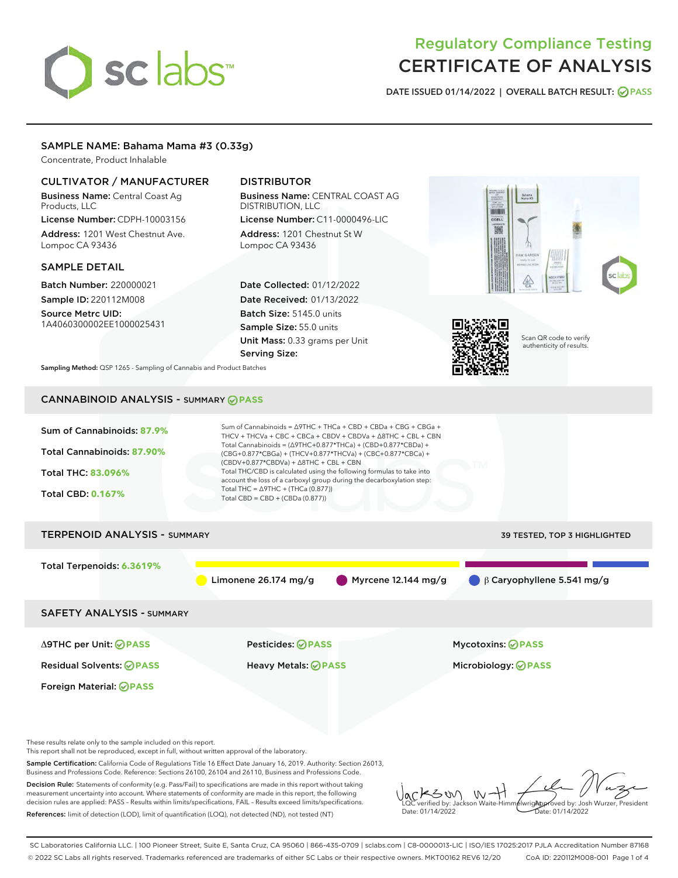# Regulatory Compliance Testing
# CERTIFICATE OF ANALYSIS

DATE ISSUED 01/14/2022 | OVERALL BATCH RESULT: PASS

## SAMPLE NAME: Bahama Mama #3 (0.33g)

Concentrate, Product Inhalable

### CULTIVATOR / MANUFACTURER

**Business Name:** Central Coast Ag Products, LLC

**License Number:** CDPH-10003156

**Address:** 1201 West Chestnut Ave. Lompoc CA 93436

### DISTRIBUTOR

**Business Name:** CENTRAL COAST AG DISTRIBUTION, LLC

**License Number:** C11-0000496-LIC

**Address:** 1201 Chestnut St W Lompoc CA 93436

### SAMPLE DETAIL

**Batch Number:** 220000021

**Sample ID:** 220112M008

**Source Metrc UID:** 1A4060300002EE1000025431

**Date Collected:** 01/12/2022

**Date Received:** 01/13/2022

**Batch Size:** 5145.0 units

**Sample Size:** 55.0 units

**Unit Mass:** 0.33 grams per Unit

**Serving Size:**

Scan QR code to verify authenticity of results.

**Sampling Method:** QSP 1265 - Sampling of Cannabis and Product Batches

## CANNABINOID ANALYSIS - SUMMARY PASS

**Sum of Cannabinoids:** 87.9%

**Total Cannabinoids:** 87.90%

**Total THC:** 83.096%

**Total CBD:** 0.167%

Sum of Cannabinoids = Δ9THC + THCa + CBD + CBDa + CBG + CBGa + THCV + THCVa + CBC + CBCa + CBDV + CBDVa + Δ8THC + CBL + CBN

Total Cannabinoids = (Δ9THC+0.877*THCa) + (CBD+0.877*CBDa) + (CBG+0.877*CBGa) + (THCV+0.877*THCVa) + (CBC+0.877*CBCa) + (CBDV+0.877*CBDVa) + Δ8THC + CBL + CBN

Total THC/CBD is calculated using the following formulas to take into account the loss of a carboxyl group during the decarboxylation step:

Total THC = Δ9THC + (THCa (0.877))

Total CBD = CBD + (CBDa (0.877))

## TERPENOID ANALYSIS - SUMMARY

39 TESTED, TOP 3 HIGHLIGHTED

**Total Terpenoids:** 6.3619%

Limonene 26.174 mg/g | Myrcene 12.144 mg/g | β Caryophyllene 5.541 mg/g

## SAFETY ANALYSIS - SUMMARY

| | | |
|---|---|---|
| Δ9THC per Unit: PASS | Pesticides: PASS | Mycotoxins: PASS |
| Residual Solvents: PASS | Heavy Metals: PASS | Microbiology: PASS |
| Foreign Material: PASS | | |

These results relate only to the sample included on this report.

This report shall not be reproduced, except in full, without written approval of the laboratory.

**Sample Certification:** California Code of Regulations Title 16 Effect Date January 16, 2019. Authority: Section 26013, Business and Professions Code. Reference: Sections 26100, 26104 and 26110, Business and Professions Code.

**Decision Rule:** Statements of conformity (e.g. Pass/Fail) to specifications are made in this report without taking measurement uncertainty into account. Where statements of conformity are made in this report, the following decision rules are applied: PASS – Results within limits/specifications, FAIL – Results exceed limits/specifications.

**References:** limit of detection (LOD), limit of quantification (LOQ), not detected (ND), not tested (NT)

LQC verified by: Jackson Waite-Himmelwright
Date: 01/14/2022

Approved by: Josh Wurzer, President
Date: 01/14/2022

SC Laboratories California LLC. | 100 Pioneer Street, Suite E, Santa Cruz, CA 95060 | 866-435-0709 | sclabs.com | C8-0000013-LIC | ISO/IES 17025:2017 PJLA Accreditation Number 87168
© 2022 SC Labs all rights reserved. Trademarks referenced are trademarks of either SC Labs or their respective owners. MKT00162 REV6 12/20 CoA ID: 220112M008-001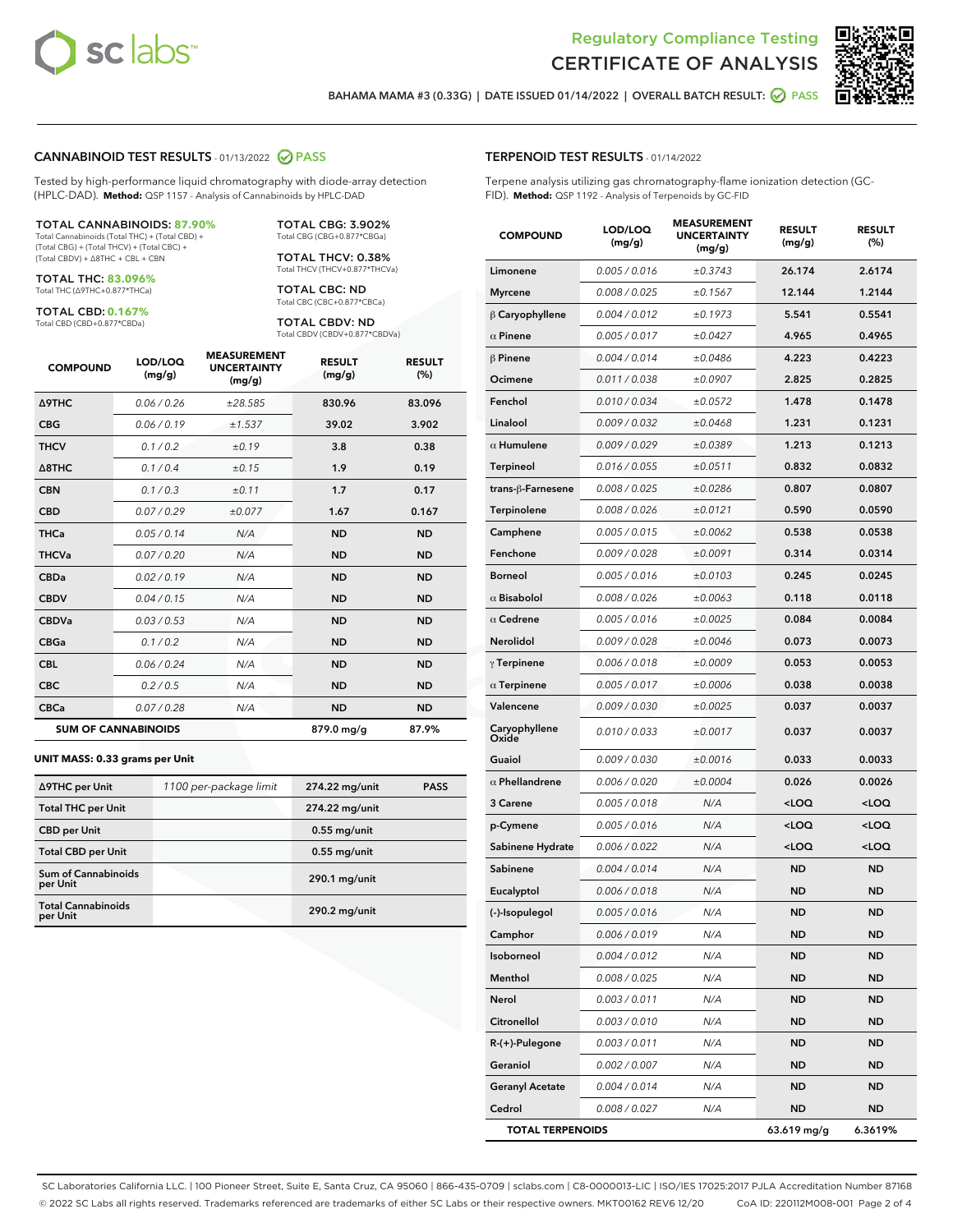# Regulatory Compliance Testing
# CERTIFICATE OF ANALYSIS

BAHAMA MAMA #3 (0.33G) | DATE ISSUED 01/14/2022 | OVERALL BATCH RESULT: PASS

## CANNABINOID TEST RESULTS - 01/13/2022 PASS

Tested by high-performance liquid chromatography with diode-array detection (HPLC-DAD). **Method:** QSP 1157 - Analysis of Cannabinoids by HPLC-DAD

**TOTAL CANNABINOIDS: 87.90%**
Total Cannabinoids (Total THC) + (Total CBD) + (Total CBG) + (Total THCV) + (Total CBC) + (Total CBDV) + Δ8THC + CBL + CBN

**TOTAL THC: 83.096%**
Total THC (Δ9THC+0.877*THCa)

**TOTAL CBD: 0.167%**
Total CBD (CBD+0.877*CBDa)

**TOTAL CBG: 3.902%**
Total CBG (CBG+0.877*CBGa)

**TOTAL THCV: 0.38%**
Total THCV (THCV+0.877*THCVa)

**TOTAL CBC: ND**
Total CBC (CBC+0.877*CBCa)

**TOTAL CBDV: ND**
Total CBDV (CBDV+0.877*CBDVa)

| COMPOUND | LOD/LOQ (mg/g) | MEASUREMENT UNCERTAINTY (mg/g) | RESULT (mg/g) | RESULT (%) |
|---|---|---|---|---|
| Δ9THC | 0.06 / 0.26 | ±28.585 | 830.96 | 83.096 |
| CBG | 0.06 / 0.19 | ±1.537 | 39.02 | 3.902 |
| THCV | 0.1 / 0.2 | ±0.19 | 3.8 | 0.38 |
| Δ8THC | 0.1 / 0.4 | ±0.15 | 1.9 | 0.19 |
| CBN | 0.1 / 0.3 | ±0.11 | 1.7 | 0.17 |
| CBD | 0.07 / 0.29 | ±0.077 | 1.67 | 0.167 |
| THCa | 0.05 / 0.14 | N/A | ND | ND |
| THCVa | 0.07 / 0.20 | N/A | ND | ND |
| CBDa | 0.02 / 0.19 | N/A | ND | ND |
| CBDV | 0.04 / 0.15 | N/A | ND | ND |
| CBDVa | 0.03 / 0.53 | N/A | ND | ND |
| CBGa | 0.1 / 0.2 | N/A | ND | ND |
| CBL | 0.06 / 0.24 | N/A | ND | ND |
| CBC | 0.2 / 0.5 | N/A | ND | ND |
| CBCa | 0.07 / 0.28 | N/A | ND | ND |
| SUM OF CANNABINOIDS | | | 879.0 mg/g | 87.9% |

### UNIT MASS: 0.33 grams per Unit

| | | | |
|---|---|---|---|
| Δ9THC per Unit | 1100 per-package limit | 274.22 mg/unit | PASS |
| Total THC per Unit | | 274.22 mg/unit | |
| CBD per Unit | | 0.55 mg/unit | |
| Total CBD per Unit | | 0.55 mg/unit | |
| Sum of Cannabinoids per Unit | | 290.1 mg/unit | |
| Total Cannabinoids per Unit | | 290.2 mg/unit | |

## TERPENOID TEST RESULTS - 01/14/2022

Terpene analysis utilizing gas chromatography-flame ionization detection (GC-FID). **Method:** QSP 1192 - Analysis of Terpenoids by GC-FID

| COMPOUND | LOD/LOQ (mg/g) | MEASUREMENT UNCERTAINTY (mg/g) | RESULT (mg/g) | RESULT (%) |
|---|---|---|---|---|
| Limonene | 0.005 / 0.016 | ±0.3743 | 26.174 | 2.6174 |
| Myrcene | 0.008 / 0.025 | ±0.1567 | 12.144 | 1.2144 |
| β Caryophyllene | 0.004 / 0.012 | ±0.1973 | 5.541 | 0.5541 |
| α Pinene | 0.005 / 0.017 | ±0.0427 | 4.965 | 0.4965 |
| β Pinene | 0.004 / 0.014 | ±0.0486 | 4.223 | 0.4223 |
| Ocimene | 0.011 / 0.038 | ±0.0907 | 2.825 | 0.2825 |
| Fenchol | 0.010 / 0.034 | ±0.0572 | 1.478 | 0.1478 |
| Linalool | 0.009 / 0.032 | ±0.0468 | 1.231 | 0.1231 |
| α Humulene | 0.009 / 0.029 | ±0.0389 | 1.213 | 0.1213 |
| Terpineol | 0.016 / 0.055 | ±0.0511 | 0.832 | 0.0832 |
| trans-β-Farnesene | 0.008 / 0.025 | ±0.0286 | 0.807 | 0.0807 |
| Terpinolene | 0.008 / 0.026 | ±0.0121 | 0.590 | 0.0590 |
| Camphene | 0.005 / 0.015 | ±0.0062 | 0.538 | 0.0538 |
| Fenchone | 0.009 / 0.028 | ±0.0091 | 0.314 | 0.0314 |
| Borneol | 0.005 / 0.016 | ±0.0103 | 0.245 | 0.0245 |
| α Bisabolol | 0.008 / 0.026 | ±0.0063 | 0.118 | 0.0118 |
| α Cedrene | 0.005 / 0.016 | ±0.0025 | 0.084 | 0.0084 |
| Nerolidol | 0.009 / 0.028 | ±0.0046 | 0.073 | 0.0073 |
| γ Terpinene | 0.006 / 0.018 | ±0.0009 | 0.053 | 0.0053 |
| α Terpinene | 0.005 / 0.017 | ±0.0006 | 0.038 | 0.0038 |
| Valencene | 0.009 / 0.030 | ±0.0025 | 0.037 | 0.0037 |
| Caryophyllene Oxide | 0.010 / 0.033 | ±0.0017 | 0.037 | 0.0037 |
| Guaiol | 0.009 / 0.030 | ±0.0016 | 0.033 | 0.0033 |
| α Phellandrene | 0.006 / 0.020 | ±0.0004 | 0.026 | 0.0026 |
| 3 Carene | 0.005 / 0.018 | N/A | <LOQ | <LOQ |
| p-Cymene | 0.005 / 0.016 | N/A | <LOQ | <LOQ |
| Sabinene Hydrate | 0.006 / 0.022 | N/A | <LOQ | <LOQ |
| Sabinene | 0.004 / 0.014 | N/A | ND | ND |
| Eucalyptol | 0.006 / 0.018 | N/A | ND | ND |
| (-)-Isopulegol | 0.005 / 0.016 | N/A | ND | ND |
| Camphor | 0.006 / 0.019 | N/A | ND | ND |
| Isoborneol | 0.004 / 0.012 | N/A | ND | ND |
| Menthol | 0.008 / 0.025 | N/A | ND | ND |
| Nerol | 0.003 / 0.011 | N/A | ND | ND |
| Citronellol | 0.003 / 0.010 | N/A | ND | ND |
| R-(+)-Pulegone | 0.003 / 0.011 | N/A | ND | ND |
| Geraniol | 0.002 / 0.007 | N/A | ND | ND |
| Geranyl Acetate | 0.004 / 0.014 | N/A | ND | ND |
| Cedrol | 0.008 / 0.027 | N/A | ND | ND |
| TOTAL TERPENOIDS | | | 63.619 mg/g | 6.3619% |

SC Laboratories California LLC. | 100 Pioneer Street, Suite E, Santa Cruz, CA 95060 | 866-435-0709 | sclabs.com | C8-0000013-LIC | ISO/IES 17025:2017 PJLA Accreditation Number 87168
© 2022 SC Labs all rights reserved. Trademarks referenced are trademarks of either SC Labs or their respective owners. MKT00162 REV6 12/20 CoA ID: 220112M008-001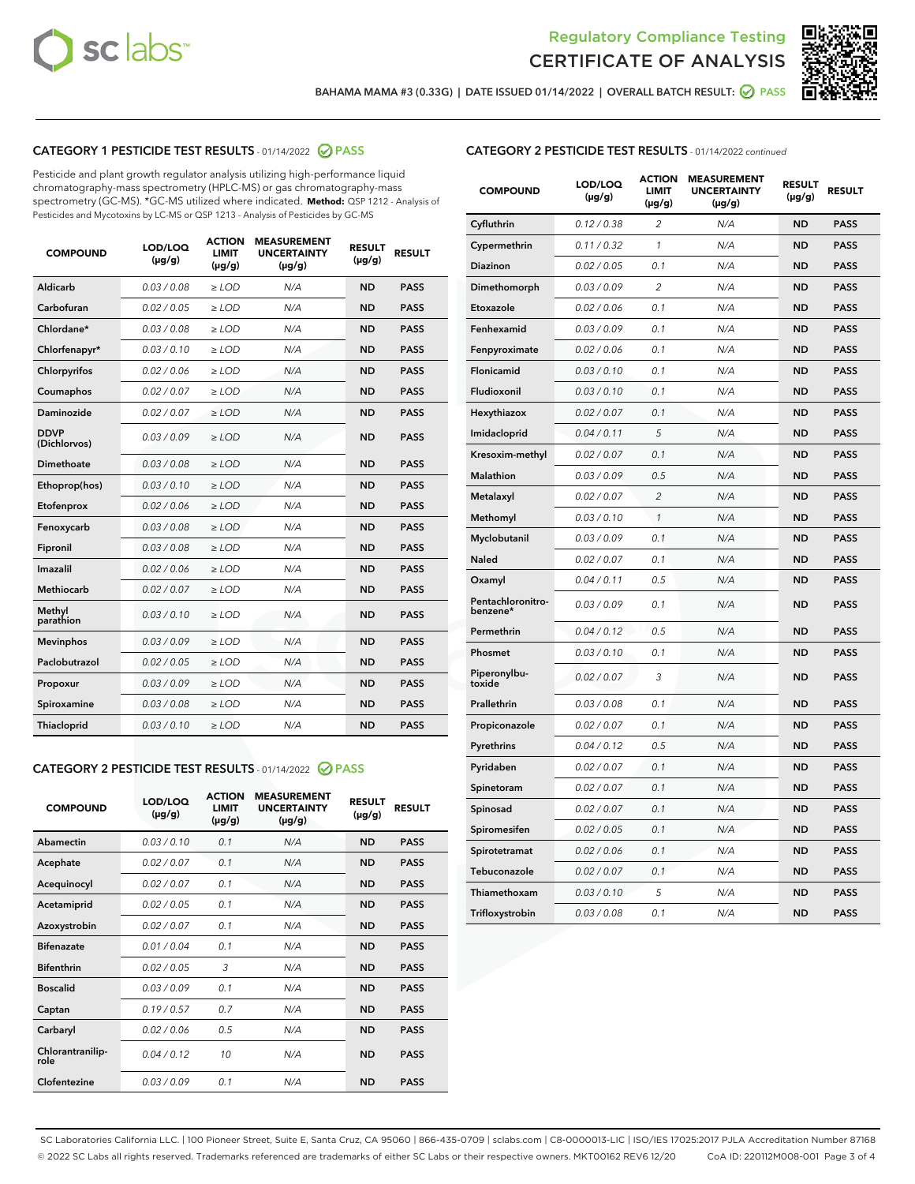Regulatory Compliance Testing
CERTIFICATE OF ANALYSIS

BAHAMA MAMA #3 (0.33G) | DATE ISSUED 01/14/2022 | OVERALL BATCH RESULT: PASS

## CATEGORY 1 PESTICIDE TEST RESULTS - 01/14/2022 PASS

Pesticide and plant growth regulator analysis utilizing high-performance liquid chromatography-mass spectrometry (HPLC-MS) or gas chromatography-mass spectrometry (GC-MS). *GC-MS utilized where indicated. **Method:** QSP 1212 - Analysis of Pesticides and Mycotoxins by LC-MS or QSP 1213 - Analysis of Pesticides by GC-MS

| COMPOUND | LOD/LOQ (µg/g) | ACTION LIMIT (µg/g) | MEASUREMENT UNCERTAINTY (µg/g) | RESULT (µg/g) | RESULT |
|---|---|---|---|---|---|
| Aldicarb | 0.03 / 0.08 | ≥ LOD | N/A | ND | PASS |
| Carbofuran | 0.02 / 0.05 | ≥ LOD | N/A | ND | PASS |
| Chlordane* | 0.03 / 0.08 | ≥ LOD | N/A | ND | PASS |
| Chlorfenapyr* | 0.03 / 0.10 | ≥ LOD | N/A | ND | PASS |
| Chlorpyrifos | 0.02 / 0.06 | ≥ LOD | N/A | ND | PASS |
| Coumaphos | 0.02 / 0.07 | ≥ LOD | N/A | ND | PASS |
| Daminozide | 0.02 / 0.07 | ≥ LOD | N/A | ND | PASS |
| DDVP (Dichlorvos) | 0.03 / 0.09 | ≥ LOD | N/A | ND | PASS |
| Dimethoate | 0.03 / 0.08 | ≥ LOD | N/A | ND | PASS |
| Ethoprop(hos) | 0.03 / 0.10 | ≥ LOD | N/A | ND | PASS |
| Etofenprox | 0.02 / 0.06 | ≥ LOD | N/A | ND | PASS |
| Fenoxycarb | 0.03 / 0.08 | ≥ LOD | N/A | ND | PASS |
| Fipronil | 0.03 / 0.08 | ≥ LOD | N/A | ND | PASS |
| Imazalil | 0.02 / 0.06 | ≥ LOD | N/A | ND | PASS |
| Methiocarb | 0.02 / 0.07 | ≥ LOD | N/A | ND | PASS |
| Methyl parathion | 0.03 / 0.10 | ≥ LOD | N/A | ND | PASS |
| Mevinphos | 0.03 / 0.09 | ≥ LOD | N/A | ND | PASS |
| Paclobutrazol | 0.02 / 0.05 | ≥ LOD | N/A | ND | PASS |
| Propoxur | 0.03 / 0.09 | ≥ LOD | N/A | ND | PASS |
| Spiroxamine | 0.03 / 0.08 | ≥ LOD | N/A | ND | PASS |
| Thiacloprid | 0.03 / 0.10 | ≥ LOD | N/A | ND | PASS |

## CATEGORY 2 PESTICIDE TEST RESULTS - 01/14/2022 PASS

| COMPOUND | LOD/LOQ (µg/g) | ACTION LIMIT (µg/g) | MEASUREMENT UNCERTAINTY (µg/g) | RESULT (µg/g) | RESULT |
|---|---|---|---|---|---|
| Abamectin | 0.03 / 0.10 | 0.1 | N/A | ND | PASS |
| Acephate | 0.02 / 0.07 | 0.1 | N/A | ND | PASS |
| Acequinocyl | 0.02 / 0.07 | 0.1 | N/A | ND | PASS |
| Acetamiprid | 0.02 / 0.05 | 0.1 | N/A | ND | PASS |
| Azoxystrobin | 0.02 / 0.07 | 0.1 | N/A | ND | PASS |
| Bifenazate | 0.01 / 0.04 | 0.1 | N/A | ND | PASS |
| Bifenthrin | 0.02 / 0.05 | 3 | N/A | ND | PASS |
| Boscalid | 0.03 / 0.09 | 0.1 | N/A | ND | PASS |
| Captan | 0.19 / 0.57 | 0.7 | N/A | ND | PASS |
| Carbaryl | 0.02 / 0.06 | 0.5 | N/A | ND | PASS |
| Chlorantraniliprole | 0.04 / 0.12 | 10 | N/A | ND | PASS |
| Clofentezine | 0.03 / 0.09 | 0.1 | N/A | ND | PASS |
| Cyfluthrin | 0.12 / 0.38 | 2 | N/A | ND | PASS |
| Cypermethrin | 0.11 / 0.32 | 1 | N/A | ND | PASS |
| Diazinon | 0.02 / 0.05 | 0.1 | N/A | ND | PASS |
| Dimethomorph | 0.03 / 0.09 | 2 | N/A | ND | PASS |
| Etoxazole | 0.02 / 0.06 | 0.1 | N/A | ND | PASS |
| Fenhexamid | 0.03 / 0.09 | 0.1 | N/A | ND | PASS |
| Fenpyroximate | 0.02 / 0.06 | 0.1 | N/A | ND | PASS |
| Flonicamid | 0.03 / 0.10 | 0.1 | N/A | ND | PASS |
| Fludioxonil | 0.03 / 0.10 | 0.1 | N/A | ND | PASS |
| Hexythiazox | 0.02 / 0.07 | 0.1 | N/A | ND | PASS |
| Imidacloprid | 0.04 / 0.11 | 5 | N/A | ND | PASS |
| Kresoxim-methyl | 0.02 / 0.07 | 0.1 | N/A | ND | PASS |
| Malathion | 0.03 / 0.09 | 0.5 | N/A | ND | PASS |
| Metalaxyl | 0.02 / 0.07 | 2 | N/A | ND | PASS |
| Methomyl | 0.03 / 0.10 | 1 | N/A | ND | PASS |
| Myclobutanil | 0.03 / 0.09 | 0.1 | N/A | ND | PASS |
| Naled | 0.02 / 0.07 | 0.1 | N/A | ND | PASS |
| Oxamyl | 0.04 / 0.11 | 0.5 | N/A | ND | PASS |
| Pentachloronitrobenzene* | 0.03 / 0.09 | 0.1 | N/A | ND | PASS |
| Permethrin | 0.04 / 0.12 | 0.5 | N/A | ND | PASS |
| Phosmet | 0.03 / 0.10 | 0.1 | N/A | ND | PASS |
| Piperonylbutoxide | 0.02 / 0.07 | 3 | N/A | ND | PASS |
| Prallethrin | 0.03 / 0.08 | 0.1 | N/A | ND | PASS |
| Propiconazole | 0.02 / 0.07 | 0.1 | N/A | ND | PASS |
| Pyrethrins | 0.04 / 0.12 | 0.5 | N/A | ND | PASS |
| Pyridaben | 0.02 / 0.07 | 0.1 | N/A | ND | PASS |
| Spinetoram | 0.02 / 0.07 | 0.1 | N/A | ND | PASS |
| Spinosad | 0.02 / 0.07 | 0.1 | N/A | ND | PASS |
| Spiromesifen | 0.02 / 0.05 | 0.1 | N/A | ND | PASS |
| Spirotetramat | 0.02 / 0.06 | 0.1 | N/A | ND | PASS |
| Tebuconazole | 0.02 / 0.07 | 0.1 | N/A | ND | PASS |
| Thiamethoxam | 0.03 / 0.10 | 5 | N/A | ND | PASS |
| Trifloxystrobin | 0.03 / 0.08 | 0.1 | N/A | ND | PASS |

SC Laboratories California LLC. | 100 Pioneer Street, Suite E, Santa Cruz, CA 95060 | 866-435-0709 | sclabs.com | C8-0000013-LIC | ISO/IES 17025:2017 PJLA Accreditation Number 87168
© 2022 SC Labs all rights reserved. Trademarks referenced are trademarks of either SC Labs or their respective owners. MKT00162 REV6 12/20 CoA ID: 220112M008-001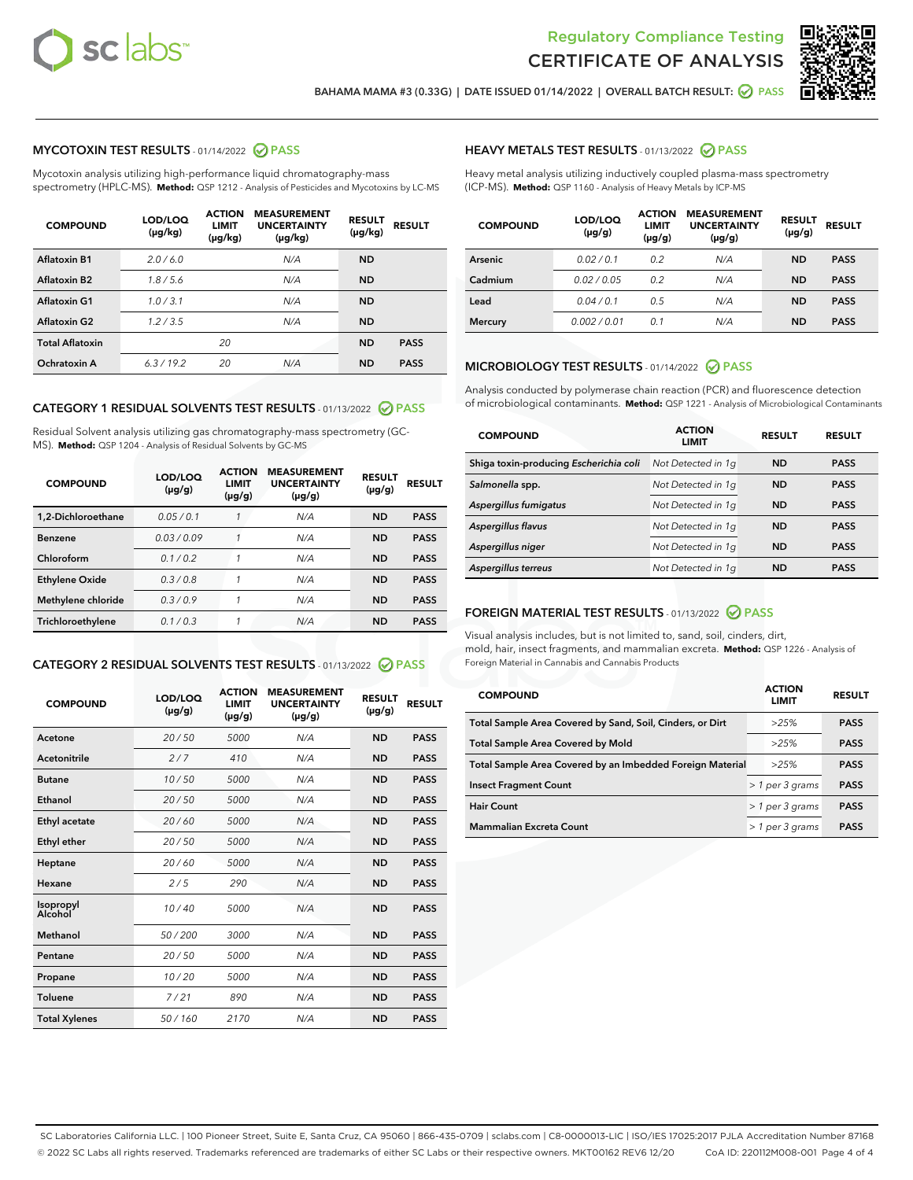Regulatory Compliance Testing

# CERTIFICATE OF ANALYSIS

BAHAMA MAMA #3 (0.33G) | DATE ISSUED 01/14/2022 | OVERALL BATCH RESULT: PASS

## MYCOTOXIN TEST RESULTS - 01/14/2022 PASS

Mycotoxin analysis utilizing high-performance liquid chromatography-mass spectrometry (HPLC-MS). **Method:** QSP 1212 - Analysis of Pesticides and Mycotoxins by LC-MS

| COMPOUND | LOD/LOQ (µg/kg) | ACTION LIMIT (µg/kg) | MEASUREMENT UNCERTAINTY (µg/kg) | RESULT (µg/kg) | RESULT |
|---|---|---|---|---|---|
| Aflatoxin B1 | 2.0 / 6.0 | | N/A | ND | |
| Aflatoxin B2 | 1.8 / 5.6 | | N/A | ND | |
| Aflatoxin G1 | 1.0 / 3.1 | | N/A | ND | |
| Aflatoxin G2 | 1.2 / 3.5 | | N/A | ND | |
| Total Aflatoxin | | 20 | | ND | PASS |
| Ochratoxin A | 6.3 / 19.2 | 20 | N/A | ND | PASS |

## CATEGORY 1 RESIDUAL SOLVENTS TEST RESULTS - 01/13/2022 PASS

Residual Solvent analysis utilizing gas chromatography-mass spectrometry (GC-MS). **Method:** QSP 1204 - Analysis of Residual Solvents by GC-MS

| COMPOUND | LOD/LOQ (µg/g) | ACTION LIMIT (µg/g) | MEASUREMENT UNCERTAINTY (µg/g) | RESULT (µg/g) | RESULT |
|---|---|---|---|---|---|
| 1,2-Dichloroethane | 0.05 / 0.1 | 1 | N/A | ND | PASS |
| Benzene | 0.03 / 0.09 | 1 | N/A | ND | PASS |
| Chloroform | 0.1 / 0.2 | 1 | N/A | ND | PASS |
| Ethylene Oxide | 0.3 / 0.8 | 1 | N/A | ND | PASS |
| Methylene chloride | 0.3 / 0.9 | 1 | N/A | ND | PASS |
| Trichloroethylene | 0.1 / 0.3 | 1 | N/A | ND | PASS |

## CATEGORY 2 RESIDUAL SOLVENTS TEST RESULTS - 01/13/2022 PASS

| COMPOUND | LOD/LOQ (µg/g) | ACTION LIMIT (µg/g) | MEASUREMENT UNCERTAINTY (µg/g) | RESULT (µg/g) | RESULT |
|---|---|---|---|---|---|
| Acetone | 20 / 50 | 5000 | N/A | ND | PASS |
| Acetonitrile | 2 / 7 | 410 | N/A | ND | PASS |
| Butane | 10 / 50 | 5000 | N/A | ND | PASS |
| Ethanol | 20 / 50 | 5000 | N/A | ND | PASS |
| Ethyl acetate | 20 / 60 | 5000 | N/A | ND | PASS |
| Ethyl ether | 20 / 50 | 5000 | N/A | ND | PASS |
| Heptane | 20 / 60 | 5000 | N/A | ND | PASS |
| Hexane | 2 / 5 | 290 | N/A | ND | PASS |
| Isopropyl Alcohol | 10 / 40 | 5000 | N/A | ND | PASS |
| Methanol | 50 / 200 | 3000 | N/A | ND | PASS |
| Pentane | 20 / 50 | 5000 | N/A | ND | PASS |
| Propane | 10 / 20 | 5000 | N/A | ND | PASS |
| Toluene | 7 / 21 | 890 | N/A | ND | PASS |
| Total Xylenes | 50 / 160 | 2170 | N/A | ND | PASS |

## HEAVY METALS TEST RESULTS - 01/13/2022 PASS

Heavy metal analysis utilizing inductively coupled plasma-mass spectrometry (ICP-MS). **Method:** QSP 1160 - Analysis of Heavy Metals by ICP-MS

| COMPOUND | LOD/LOQ (µg/g) | ACTION LIMIT (µg/g) | MEASUREMENT UNCERTAINTY (µg/g) | RESULT (µg/g) | RESULT |
|---|---|---|---|---|---|
| Arsenic | 0.02 / 0.1 | 0.2 | N/A | ND | PASS |
| Cadmium | 0.02 / 0.05 | 0.2 | N/A | ND | PASS |
| Lead | 0.04 / 0.1 | 0.5 | N/A | ND | PASS |
| Mercury | 0.002 / 0.01 | 0.1 | N/A | ND | PASS |

## MICROBIOLOGY TEST RESULTS - 01/14/2022 PASS

Analysis conducted by polymerase chain reaction (PCR) and fluorescence detection of microbiological contaminants. **Method:** QSP 1221 - Analysis of Microbiological Contaminants

| COMPOUND | ACTION LIMIT | RESULT | RESULT |
|---|---|---|---|
| Shiga toxin-producing *Escherichia coli* | Not Detected in 1g | ND | PASS |
| *Salmonella* spp. | Not Detected in 1g | ND | PASS |
| *Aspergillus fumigatus* | Not Detected in 1g | ND | PASS |
| *Aspergillus flavus* | Not Detected in 1g | ND | PASS |
| *Aspergillus niger* | Not Detected in 1g | ND | PASS |
| *Aspergillus terreus* | Not Detected in 1g | ND | PASS |

## FOREIGN MATERIAL TEST RESULTS - 01/13/2022 PASS

Visual analysis includes, but is not limited to, sand, soil, cinders, dirt, mold, hair, insect fragments, and mammalian excreta. **Method:** QSP 1226 - Analysis of Foreign Material in Cannabis and Cannabis Products

| COMPOUND | ACTION LIMIT | RESULT |
|---|---|---|
| Total Sample Area Covered by Sand, Soil, Cinders, or Dirt | >25% | PASS |
| Total Sample Area Covered by Mold | >25% | PASS |
| Total Sample Area Covered by an Imbedded Foreign Material | >25% | PASS |
| Insect Fragment Count | > 1 per 3 grams | PASS |
| Hair Count | > 1 per 3 grams | PASS |
| Mammalian Excreta Count | > 1 per 3 grams | PASS |

SC Laboratories California LLC. | 100 Pioneer Street, Suite E, Santa Cruz, CA 95060 | 866-435-0709 | sclabs.com | C8-0000013-LIC | ISO/IES 17025:2017 PJLA Accreditation Number 87168
© 2022 SC Labs all rights reserved. Trademarks referenced are trademarks of either SC Labs or their respective owners. MKT00162 REV6 12/20 CoA ID: 220112M008-001